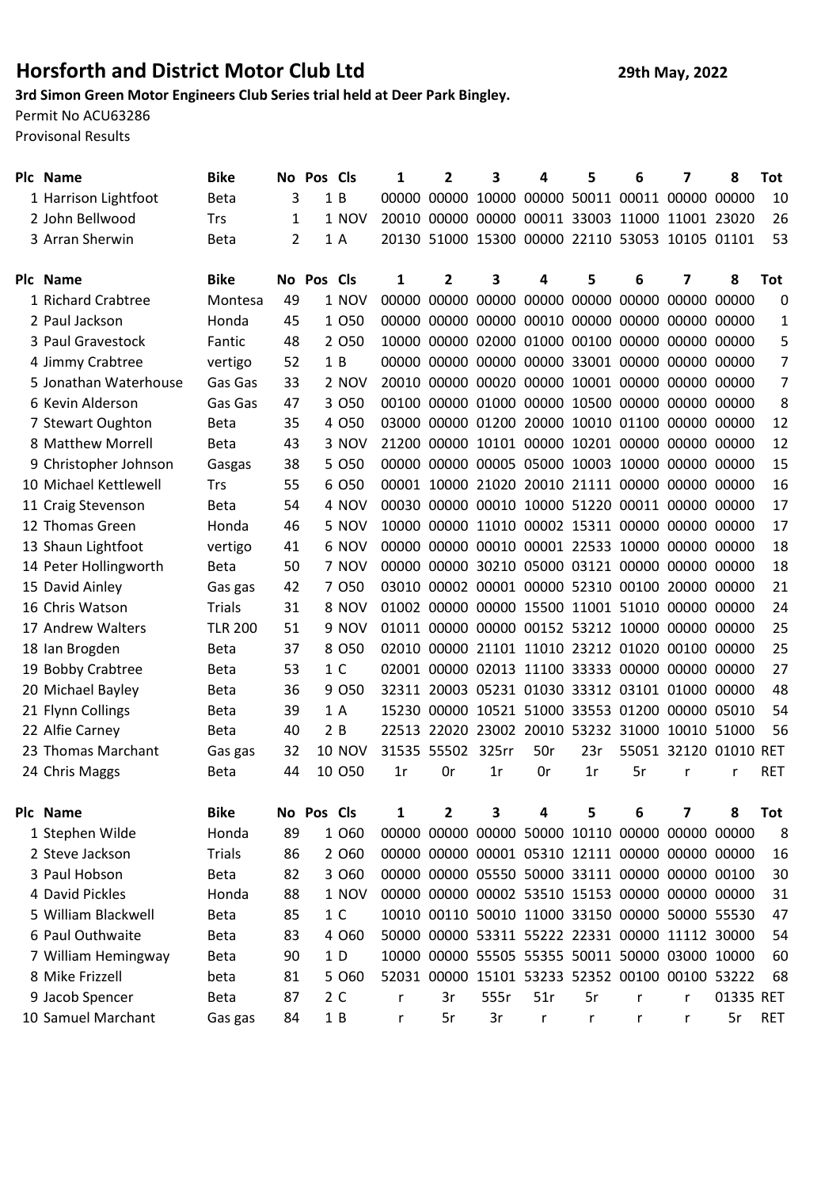## Horsforth and District Motor Club Ltd

**29th May, 2022**

**3rd Simon Green Motor Engineers Club Series trial held at Deer Park Bingley.**

Permit No ACU63286

Provisonal Results

| Plc | Name | Bike | No | Pos | Cls | 1 | 2 | 3 | 4 | 5 | 6 | 7 | 8 | Tot |
|---|---|---|---|---|---|---|---|---|---|---|---|---|---|---|
| 1 | Harrison Lightfoot | Beta | 3 | 1 | B | 00000 | 00000 | 10000 | 00000 | 50011 | 00011 | 00000 | 00000 | 10 |
| 2 | John Bellwood | Trs | 1 | 1 | NOV | 20010 | 00000 | 00000 | 00011 | 33003 | 11000 | 11001 | 23020 | 26 |
| 3 | Arran Sherwin | Beta | 2 | 1 | A | 20130 | 51000 | 15300 | 00000 | 22110 | 53053 | 10105 | 01101 | 53 |

| Plc | Name | Bike | No | Pos | Cls | 1 | 2 | 3 | 4 | 5 | 6 | 7 | 8 | Tot |
|---|---|---|---|---|---|---|---|---|---|---|---|---|---|---|
| 1 | Richard Crabtree | Montesa | 49 | 1 | NOV | 00000 | 00000 | 00000 | 00000 | 00000 | 00000 | 00000 | 00000 | 0 |
| 2 | Paul Jackson | Honda | 45 | 1 | O50 | 00000 | 00000 | 00000 | 00010 | 00000 | 00000 | 00000 | 00000 | 1 |
| 3 | Paul Gravestock | Fantic | 48 | 2 | O50 | 10000 | 00000 | 02000 | 01000 | 00100 | 00000 | 00000 | 00000 | 5 |
| 4 | Jimmy Crabtree | vertigo | 52 | 1 | B | 00000 | 00000 | 00000 | 00000 | 33001 | 00000 | 00000 | 00000 | 7 |
| 5 | Jonathan Waterhouse | Gas Gas | 33 | 2 | NOV | 20010 | 00000 | 00020 | 00000 | 10001 | 00000 | 00000 | 00000 | 7 |
| 6 | Kevin Alderson | Gas Gas | 47 | 3 | O50 | 00100 | 00000 | 01000 | 00000 | 10500 | 00000 | 00000 | 00000 | 8 |
| 7 | Stewart Oughton | Beta | 35 | 4 | O50 | 03000 | 00000 | 01200 | 20000 | 10010 | 01100 | 00000 | 00000 | 12 |
| 8 | Matthew Morrell | Beta | 43 | 3 | NOV | 21200 | 00000 | 10101 | 00000 | 10201 | 00000 | 00000 | 00000 | 12 |
| 9 | Christopher Johnson | Gasgas | 38 | 5 | O50 | 00000 | 00000 | 00005 | 05000 | 10003 | 10000 | 00000 | 00000 | 15 |
| 10 | Michael Kettlewell | Trs | 55 | 6 | O50 | 00001 | 10000 | 21020 | 20010 | 21111 | 00000 | 00000 | 00000 | 16 |
| 11 | Craig Stevenson | Beta | 54 | 4 | NOV | 00030 | 00000 | 00010 | 10000 | 51220 | 00011 | 00000 | 00000 | 17 |
| 12 | Thomas Green | Honda | 46 | 5 | NOV | 10000 | 00000 | 11010 | 00002 | 15311 | 00000 | 00000 | 00000 | 17 |
| 13 | Shaun Lightfoot | vertigo | 41 | 6 | NOV | 00000 | 00000 | 00010 | 00001 | 22533 | 10000 | 00000 | 00000 | 18 |
| 14 | Peter Hollingworth | Beta | 50 | 7 | NOV | 00000 | 00000 | 30210 | 05000 | 03121 | 00000 | 00000 | 00000 | 18 |
| 15 | David Ainley | Gas gas | 42 | 7 | O50 | 03010 | 00002 | 00001 | 00000 | 52310 | 00100 | 20000 | 00000 | 21 |
| 16 | Chris Watson | Trials | 31 | 8 | NOV | 01002 | 00000 | 00000 | 15500 | 11001 | 51010 | 00000 | 00000 | 24 |
| 17 | Andrew Walters | TLR 200 | 51 | 9 | NOV | 01011 | 00000 | 00000 | 00152 | 53212 | 10000 | 00000 | 00000 | 25 |
| 18 | Ian Brogden | Beta | 37 | 8 | O50 | 02010 | 00000 | 21101 | 11010 | 23212 | 01020 | 00100 | 00000 | 25 |
| 19 | Bobby Crabtree | Beta | 53 | 1 | C | 02001 | 00000 | 02013 | 11100 | 33333 | 00000 | 00000 | 00000 | 27 |
| 20 | Michael Bayley | Beta | 36 | 9 | O50 | 32311 | 20003 | 05231 | 01030 | 33312 | 03101 | 01000 | 00000 | 48 |
| 21 | Flynn Collings | Beta | 39 | 1 | A | 15230 | 00000 | 10521 | 51000 | 33553 | 01200 | 00000 | 05010 | 54 |
| 22 | Alfie Carney | Beta | 40 | 2 | B | 22513 | 22020 | 23002 | 20010 | 53232 | 31000 | 10010 | 51000 | 56 |
| 23 | Thomas Marchant | Gas gas | 32 | 10 | NOV | 31535 | 55502 | 325rr | 50r | 23r | 55051 | 32120 | 01010 | RET |
| 24 | Chris Maggs | Beta | 44 | 10 | O50 | 1r | 0r | 1r | 0r | 1r | 5r | r | r | RET |

| Plc | Name | Bike | No | Pos | Cls | 1 | 2 | 3 | 4 | 5 | 6 | 7 | 8 | Tot |
|---|---|---|---|---|---|---|---|---|---|---|---|---|---|---|
| 1 | Stephen Wilde | Honda | 89 | 1 | O60 | 00000 | 00000 | 00000 | 50000 | 10110 | 00000 | 00000 | 00000 | 8 |
| 2 | Steve Jackson | Trials | 86 | 2 | O60 | 00000 | 00000 | 00001 | 05310 | 12111 | 00000 | 00000 | 00000 | 16 |
| 3 | Paul Hobson | Beta | 82 | 3 | O60 | 00000 | 00000 | 05550 | 50000 | 33111 | 00000 | 00000 | 00100 | 30 |
| 4 | David Pickles | Honda | 88 | 1 | NOV | 00000 | 00000 | 00002 | 53510 | 15153 | 00000 | 00000 | 00000 | 31 |
| 5 | William Blackwell | Beta | 85 | 1 | C | 10010 | 00110 | 50010 | 11000 | 33150 | 00000 | 50000 | 55530 | 47 |
| 6 | Paul Outhwaite | Beta | 83 | 4 | O60 | 50000 | 00000 | 53311 | 55222 | 22331 | 00000 | 11112 | 30000 | 54 |
| 7 | William Hemingway | Beta | 90 | 1 | D | 10000 | 00000 | 55505 | 55355 | 50011 | 50000 | 03000 | 10000 | 60 |
| 8 | Mike Frizzell | beta | 81 | 5 | O60 | 52031 | 00000 | 15101 | 53233 | 52352 | 00100 | 00100 | 53222 | 68 |
| 9 | Jacob Spencer | Beta | 87 | 2 | C | r | 3r | 555r | 51r | 5r | r | r | 01335 | RET |
| 10 | Samuel Marchant | Gas gas | 84 | 1 | B | r | 5r | 3r | r | r | r | r | 5r | RET |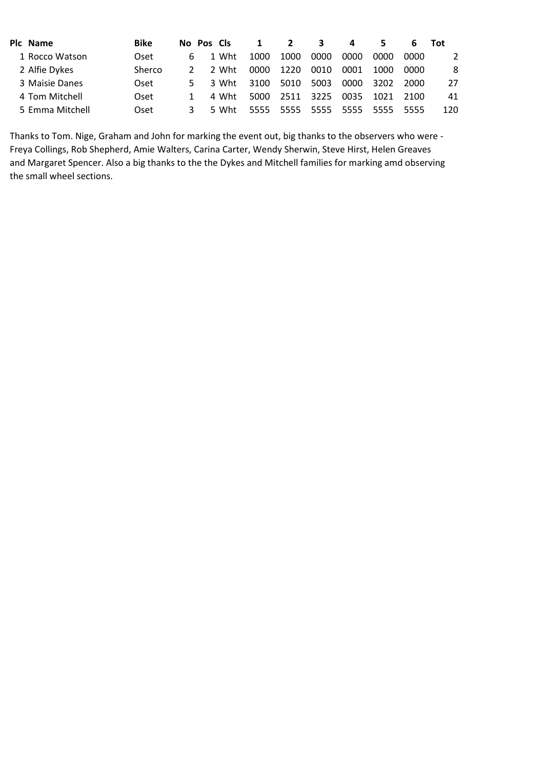| Plc | Name | Bike | No | Pos | Cls | 1 | 2 | 3 | 4 | 5 | 6 | Tot |
|---|---|---|---|---|---|---|---|---|---|---|---|---|
| 1 | Rocco Watson | Oset | 6 | 1 | Wht | 1000 | 1000 | 0000 | 0000 | 0000 | 0000 | 2 |
| 2 | Alfie Dykes | Sherco | 2 | 2 | Wht | 0000 | 1220 | 0010 | 0001 | 1000 | 0000 | 8 |
| 3 | Maisie Danes | Oset | 5 | 3 | Wht | 3100 | 5010 | 5003 | 0000 | 3202 | 2000 | 27 |
| 4 | Tom Mitchell | Oset | 1 | 4 | Wht | 5000 | 2511 | 3225 | 0035 | 1021 | 2100 | 41 |
| 5 | Emma Mitchell | Oset | 3 | 5 | Wht | 5555 | 5555 | 5555 | 5555 | 5555 | 5555 | 120 |

Thanks to Tom. Nige, Graham and John for marking the event out, big thanks to the observers who were - Freya Collings, Rob Shepherd, Amie Walters, Carina Carter, Wendy Sherwin, Steve Hirst, Helen Greaves and Margaret Spencer. Also a big thanks to the the Dykes and Mitchell families for marking amd observing the small wheel sections.